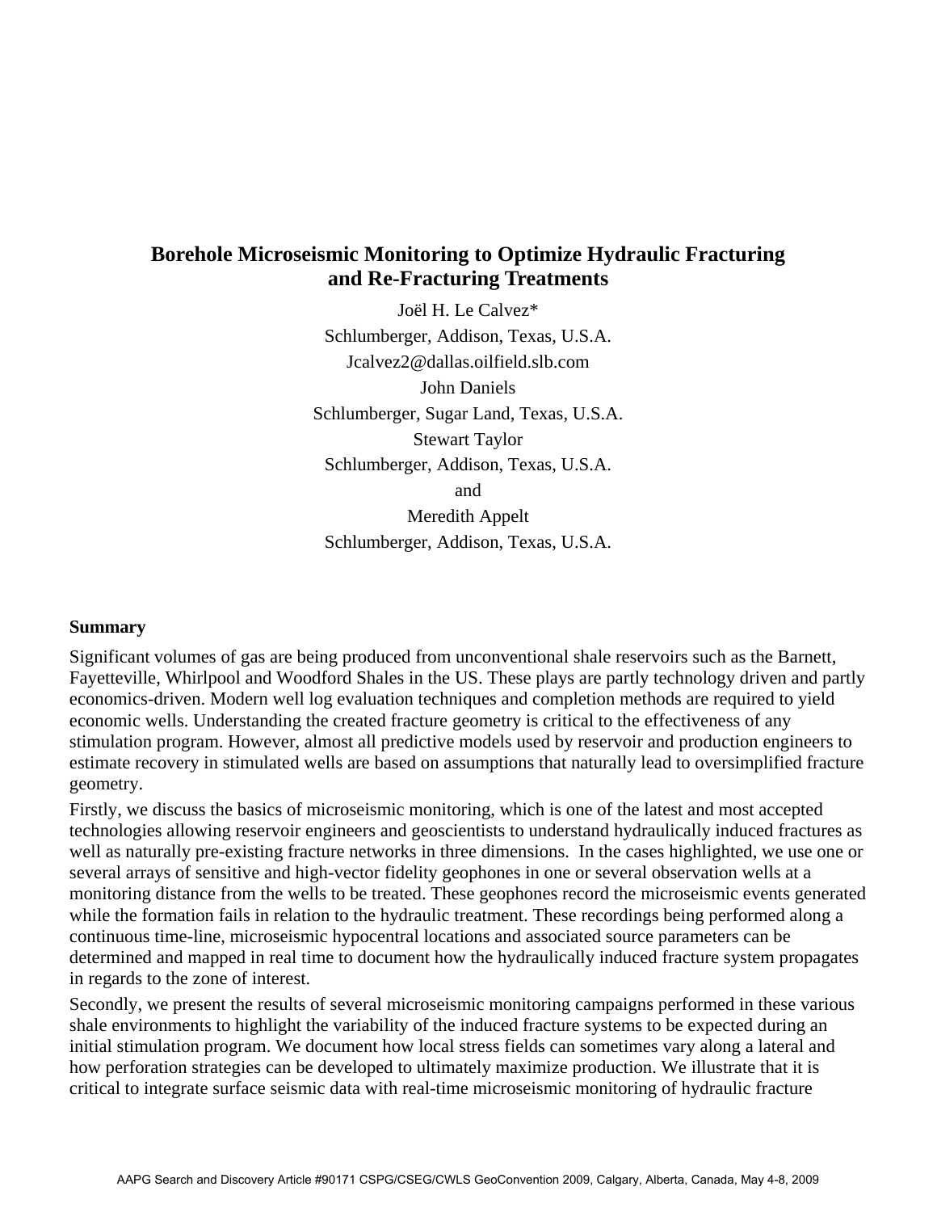# Borehole Microseismic Monitoring to Optimize Hydraulic Fracturing and Re-Fracturing Treatments

Joël H. Le Calvez*
Schlumberger, Addison, Texas, U.S.A.
Jcalvez2@dallas.oilfield.slb.com

John Daniels
Schlumberger, Sugar Land, Texas, U.S.A.

Stewart Taylor
Schlumberger, Addison, Texas, U.S.A.

and

Meredith Appelt
Schlumberger, Addison, Texas, U.S.A.

## Summary

Significant volumes of gas are being produced from unconventional shale reservoirs such as the Barnett, Fayetteville, Whirlpool and Woodford Shales in the US. These plays are partly technology driven and partly economics-driven. Modern well log evaluation techniques and completion methods are required to yield economic wells. Understanding the created fracture geometry is critical to the effectiveness of any stimulation program. However, almost all predictive models used by reservoir and production engineers to estimate recovery in stimulated wells are based on assumptions that naturally lead to oversimplified fracture geometry.

Firstly, we discuss the basics of microseismic monitoring, which is one of the latest and most accepted technologies allowing reservoir engineers and geoscientists to understand hydraulically induced fractures as well as naturally pre-existing fracture networks in three dimensions. In the cases highlighted, we use one or several arrays of sensitive and high-vector fidelity geophones in one or several observation wells at a monitoring distance from the wells to be treated. These geophones record the microseismic events generated while the formation fails in relation to the hydraulic treatment. These recordings being performed along a continuous time-line, microseismic hypocentral locations and associated source parameters can be determined and mapped in real time to document how the hydraulically induced fracture system propagates in regards to the zone of interest.

Secondly, we present the results of several microseismic monitoring campaigns performed in these various shale environments to highlight the variability of the induced fracture systems to be expected during an initial stimulation program. We document how local stress fields can sometimes vary along a lateral and how perforation strategies can be developed to ultimately maximize production. We illustrate that it is critical to integrate surface seismic data with real-time microseismic monitoring of hydraulic fracture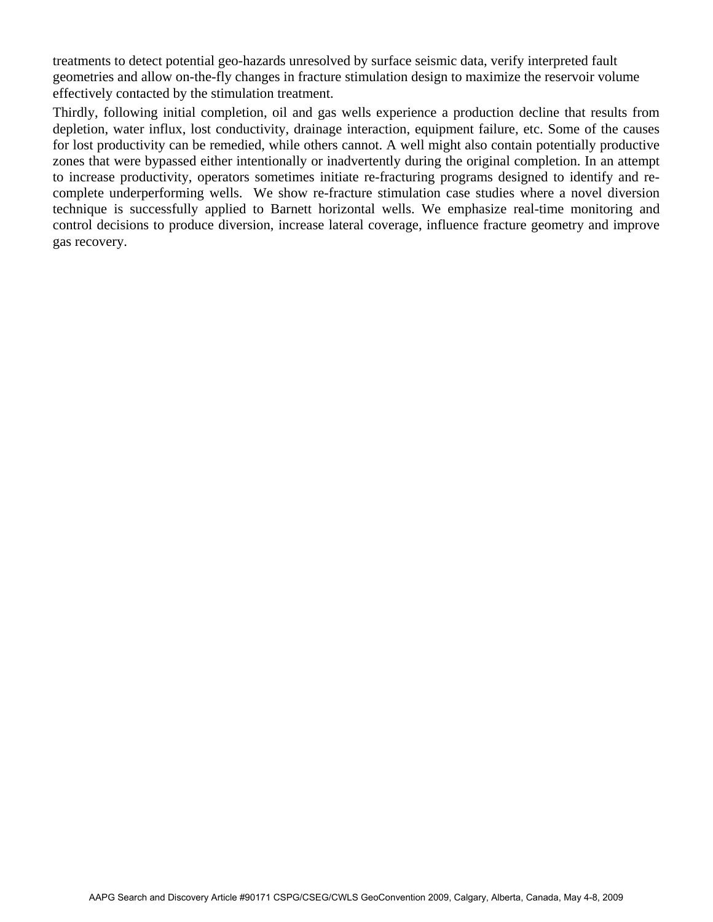treatments to detect potential geo-hazards unresolved by surface seismic data, verify interpreted fault geometries and allow on-the-fly changes in fracture stimulation design to maximize the reservoir volume effectively contacted by the stimulation treatment.

Thirdly, following initial completion, oil and gas wells experience a production decline that results from depletion, water influx, lost conductivity, drainage interaction, equipment failure, etc. Some of the causes for lost productivity can be remedied, while others cannot. A well might also contain potentially productive zones that were bypassed either intentionally or inadvertently during the original completion. In an attempt to increase productivity, operators sometimes initiate re-fracturing programs designed to identify and re-complete underperforming wells. We show re-fracture stimulation case studies where a novel diversion technique is successfully applied to Barnett horizontal wells. We emphasize real-time monitoring and control decisions to produce diversion, increase lateral coverage, influence fracture geometry and improve gas recovery.